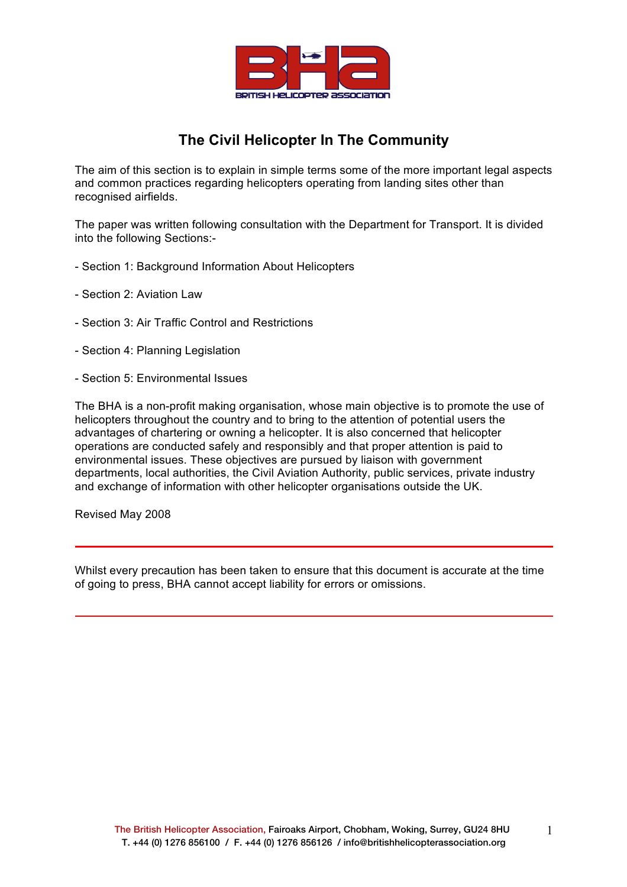# The Civil Helicopter In The Community

The aim of this section is to explain in simple terms some of the more important legal aspects and common practices regarding helicopters operating from landing sites other than recognised airfields.

The paper was written following consultation with the Department for Transport. It is divided into the following Sections:-

- Section 1: Background Information About Helicopters
- Section 2: Aviation Law
- Section 3: Air Traffic Control and Restrictions
- Section 4: Planning Legislation
- Section 5: Environmental Issues

The BHA is a non-profit making organisation, whose main objective is to promote the use of helicopters throughout the country and to bring to the attention of potential users the advantages of chartering or owning a helicopter. It is also concerned that helicopter operations are conducted safely and responsibly and that proper attention is paid to environmental issues. These objectives are pursued by liaison with government departments, local authorities, the Civil Aviation Authority, public services, private industry and exchange of information with other helicopter organisations outside the UK.

Revised May 2008

---

Whilst every precaution has been taken to ensure that this document is accurate at the time of going to press, BHA cannot accept liability for errors or omissions.

---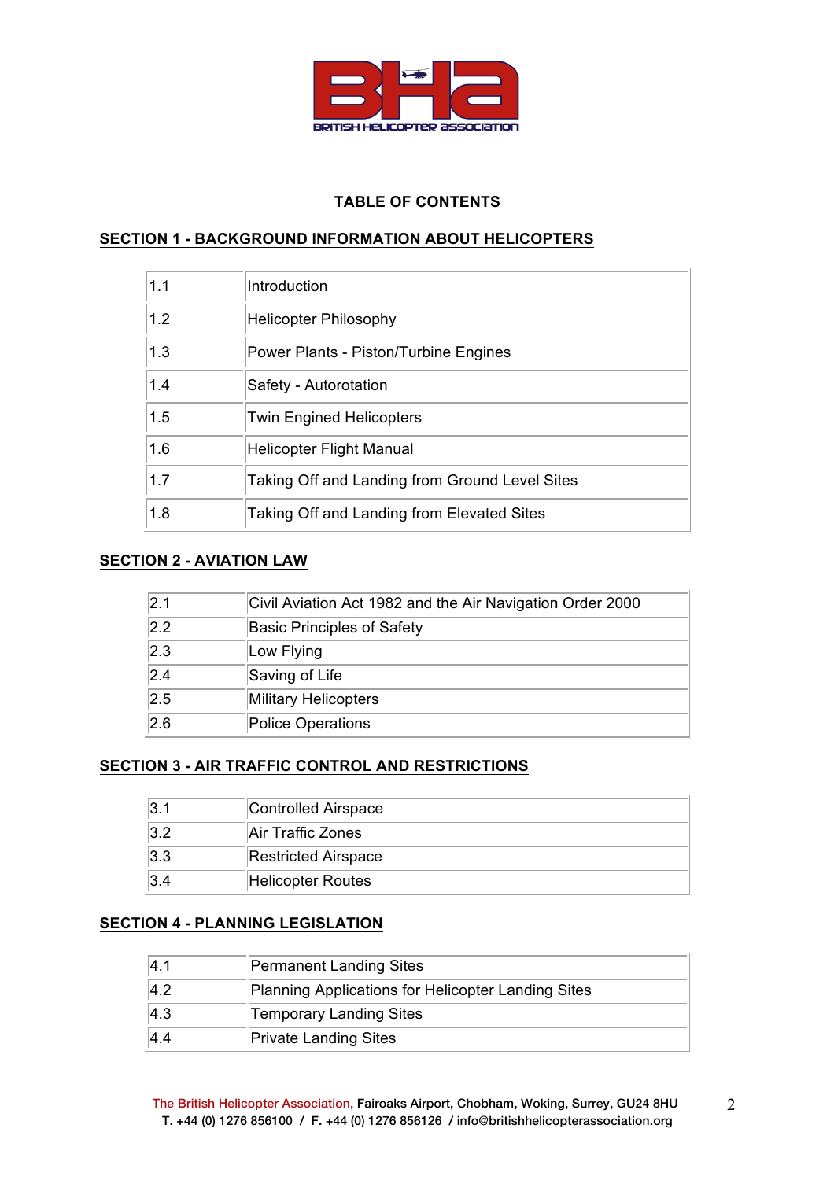## TABLE OF CONTENTS

### SECTION 1 - BACKGROUND INFORMATION ABOUT HELICOPTERS

| | |
|---|---|
| 1.1 | Introduction |
| 1.2 | Helicopter Philosophy |
| 1.3 | Power Plants - Piston/Turbine Engines |
| 1.4 | Safety - Autorotation |
| 1.5 | Twin Engined Helicopters |
| 1.6 | Helicopter Flight Manual |
| 1.7 | Taking Off and Landing from Ground Level Sites |
| 1.8 | Taking Off and Landing from Elevated Sites |

### SECTION 2 - AVIATION LAW

| | |
|---|---|
| 2.1 | Civil Aviation Act 1982 and the Air Navigation Order 2000 |
| 2.2 | Basic Principles of Safety |
| 2.3 | Low Flying |
| 2.4 | Saving of Life |
| 2.5 | Military Helicopters |
| 2.6 | Police Operations |

### SECTION 3 - AIR TRAFFIC CONTROL AND RESTRICTIONS

| | |
|---|---|
| 3.1 | Controlled Airspace |
| 3.2 | Air Traffic Zones |
| 3.3 | Restricted Airspace |
| 3.4 | Helicopter Routes |

### SECTION 4 - PLANNING LEGISLATION

| | |
|---|---|
| 4.1 | Permanent Landing Sites |
| 4.2 | Planning Applications for Helicopter Landing Sites |
| 4.3 | Temporary Landing Sites |
| 4.4 | Private Landing Sites |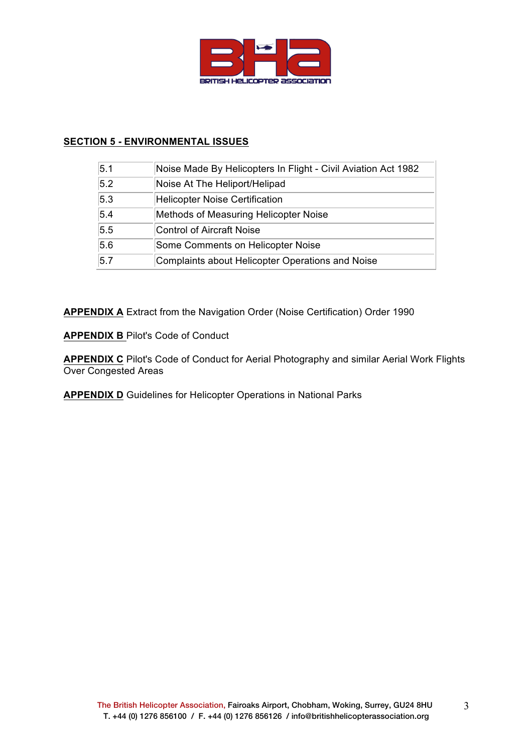## SECTION 5 - ENVIRONMENTAL ISSUES

| | |
|---|---|
| 5.1 | Noise Made By Helicopters In Flight - Civil Aviation Act 1982 |
| 5.2 | Noise At The Heliport/Helipad |
| 5.3 | Helicopter Noise Certification |
| 5.4 | Methods of Measuring Helicopter Noise |
| 5.5 | Control of Aircraft Noise |
| 5.6 | Some Comments on Helicopter Noise |
| 5.7 | Complaints about Helicopter Operations and Noise |

**APPENDIX A** Extract from the Navigation Order (Noise Certification) Order 1990

**APPENDIX B** Pilot's Code of Conduct

**APPENDIX C** Pilot's Code of Conduct for Aerial Photography and similar Aerial Work Flights Over Congested Areas

**APPENDIX D** Guidelines for Helicopter Operations in National Parks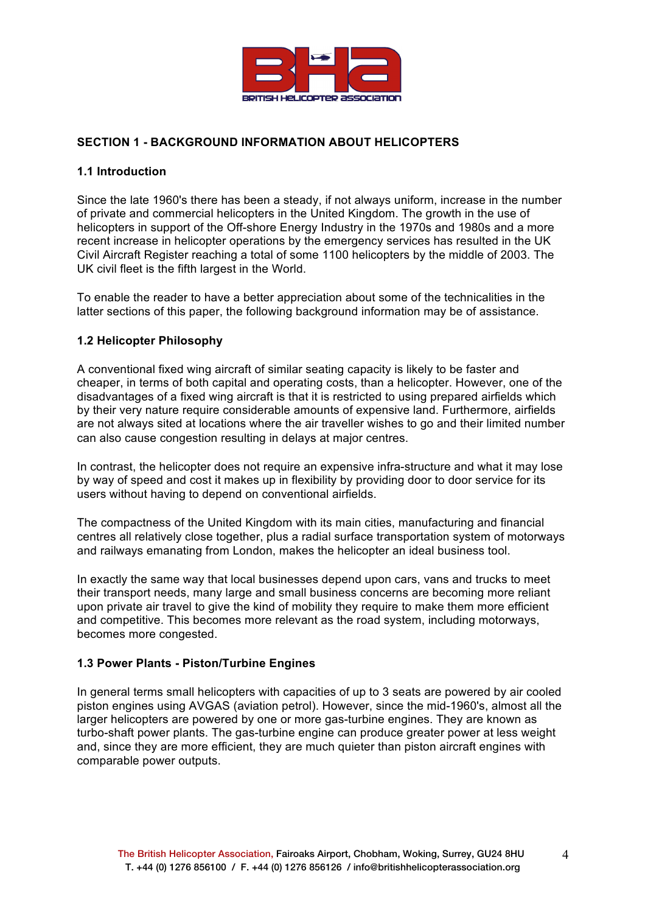## SECTION 1 - BACKGROUND INFORMATION ABOUT HELICOPTERS

### 1.1 Introduction

Since the late 1960's there has been a steady, if not always uniform, increase in the number of private and commercial helicopters in the United Kingdom. The growth in the use of helicopters in support of the Off-shore Energy Industry in the 1970s and 1980s and a more recent increase in helicopter operations by the emergency services has resulted in the UK Civil Aircraft Register reaching a total of some 1100 helicopters by the middle of 2003. The UK civil fleet is the fifth largest in the World.

To enable the reader to have a better appreciation about some of the technicalities in the latter sections of this paper, the following background information may be of assistance.

### 1.2 Helicopter Philosophy

A conventional fixed wing aircraft of similar seating capacity is likely to be faster and cheaper, in terms of both capital and operating costs, than a helicopter. However, one of the disadvantages of a fixed wing aircraft is that it is restricted to using prepared airfields which by their very nature require considerable amounts of expensive land. Furthermore, airfields are not always sited at locations where the air traveller wishes to go and their limited number can also cause congestion resulting in delays at major centres.

In contrast, the helicopter does not require an expensive infra-structure and what it may lose by way of speed and cost it makes up in flexibility by providing door to door service for its users without having to depend on conventional airfields.

The compactness of the United Kingdom with its main cities, manufacturing and financial centres all relatively close together, plus a radial surface transportation system of motorways and railways emanating from London, makes the helicopter an ideal business tool.

In exactly the same way that local businesses depend upon cars, vans and trucks to meet their transport needs, many large and small business concerns are becoming more reliant upon private air travel to give the kind of mobility they require to make them more efficient and competitive. This becomes more relevant as the road system, including motorways, becomes more congested.

### 1.3 Power Plants - Piston/Turbine Engines

In general terms small helicopters with capacities of up to 3 seats are powered by air cooled piston engines using AVGAS (aviation petrol). However, since the mid-1960's, almost all the larger helicopters are powered by one or more gas-turbine engines. They are known as turbo-shaft power plants. The gas-turbine engine can produce greater power at less weight and, since they are more efficient, they are much quieter than piston aircraft engines with comparable power outputs.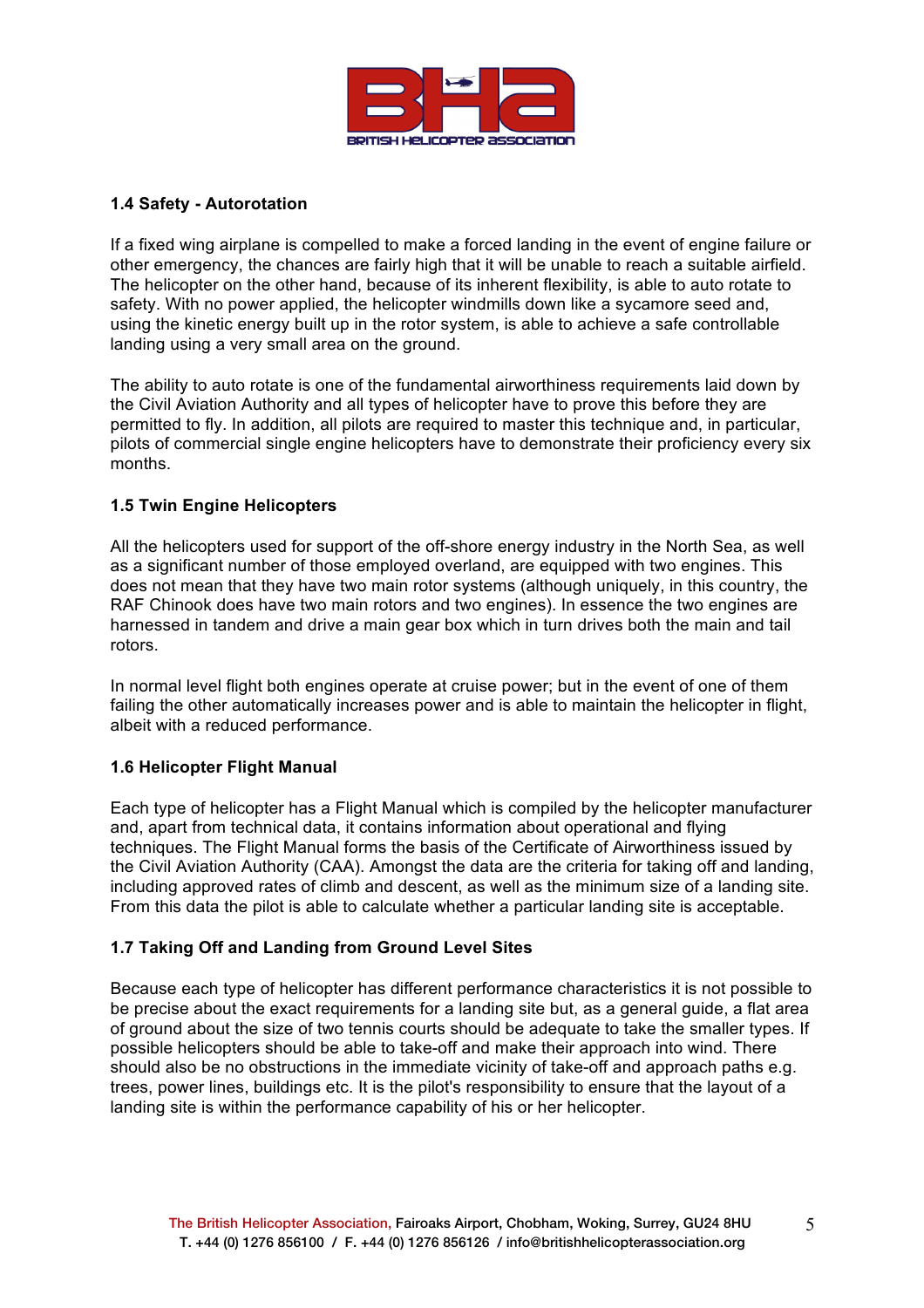### 1.4 Safety - Autorotation

If a fixed wing airplane is compelled to make a forced landing in the event of engine failure or other emergency, the chances are fairly high that it will be unable to reach a suitable airfield. The helicopter on the other hand, because of its inherent flexibility, is able to auto rotate to safety. With no power applied, the helicopter windmills down like a sycamore seed and, using the kinetic energy built up in the rotor system, is able to achieve a safe controllable landing using a very small area on the ground.

The ability to auto rotate is one of the fundamental airworthiness requirements laid down by the Civil Aviation Authority and all types of helicopter have to prove this before they are permitted to fly. In addition, all pilots are required to master this technique and, in particular, pilots of commercial single engine helicopters have to demonstrate their proficiency every six months.

### 1.5 Twin Engine Helicopters

All the helicopters used for support of the off-shore energy industry in the North Sea, as well as a significant number of those employed overland, are equipped with two engines. This does not mean that they have two main rotor systems (although uniquely, in this country, the RAF Chinook does have two main rotors and two engines). In essence the two engines are harnessed in tandem and drive a main gear box which in turn drives both the main and tail rotors.

In normal level flight both engines operate at cruise power; but in the event of one of them failing the other automatically increases power and is able to maintain the helicopter in flight, albeit with a reduced performance.

### 1.6 Helicopter Flight Manual

Each type of helicopter has a Flight Manual which is compiled by the helicopter manufacturer and, apart from technical data, it contains information about operational and flying techniques. The Flight Manual forms the basis of the Certificate of Airworthiness issued by the Civil Aviation Authority (CAA). Amongst the data are the criteria for taking off and landing, including approved rates of climb and descent, as well as the minimum size of a landing site. From this data the pilot is able to calculate whether a particular landing site is acceptable.

### 1.7 Taking Off and Landing from Ground Level Sites

Because each type of helicopter has different performance characteristics it is not possible to be precise about the exact requirements for a landing site but, as a general guide, a flat area of ground about the size of two tennis courts should be adequate to take the smaller types. If possible helicopters should be able to take-off and make their approach into wind. There should also be no obstructions in the immediate vicinity of take-off and approach paths e.g. trees, power lines, buildings etc. It is the pilot's responsibility to ensure that the layout of a landing site is within the performance capability of his or her helicopter.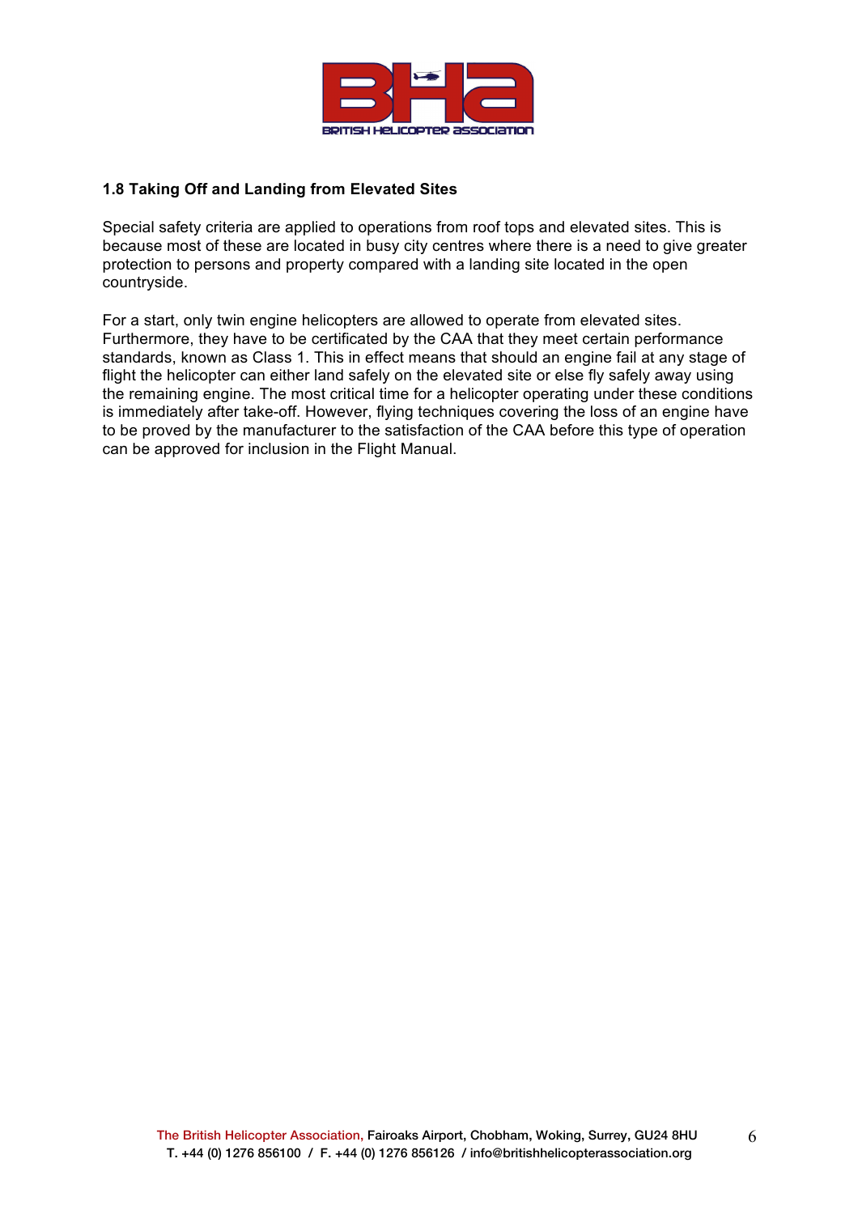### 1.8 Taking Off and Landing from Elevated Sites

Special safety criteria are applied to operations from roof tops and elevated sites. This is because most of these are located in busy city centres where there is a need to give greater protection to persons and property compared with a landing site located in the open countryside.

For a start, only twin engine helicopters are allowed to operate from elevated sites. Furthermore, they have to be certificated by the CAA that they meet certain performance standards, known as Class 1. This in effect means that should an engine fail at any stage of flight the helicopter can either land safely on the elevated site or else fly safely away using the remaining engine. The most critical time for a helicopter operating under these conditions is immediately after take-off. However, flying techniques covering the loss of an engine have to be proved by the manufacturer to the satisfaction of the CAA before this type of operation can be approved for inclusion in the Flight Manual.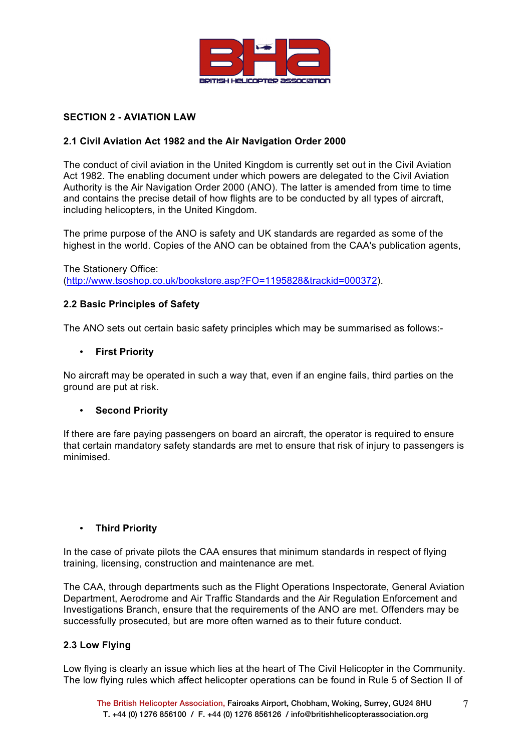## SECTION 2 - AVIATION LAW

### 2.1 Civil Aviation Act 1982 and the Air Navigation Order 2000

The conduct of civil aviation in the United Kingdom is currently set out in the Civil Aviation Act 1982. The enabling document under which powers are delegated to the Civil Aviation Authority is the Air Navigation Order 2000 (ANO). The latter is amended from time to time and contains the precise detail of how flights are to be conducted by all types of aircraft, including helicopters, in the United Kingdom.

The prime purpose of the ANO is safety and UK standards are regarded as some of the highest in the world. Copies of the ANO can be obtained from the CAA's publication agents,

The Stationery Office:
(http://www.tsoshop.co.uk/bookstore.asp?FO=1195828&trackid=000372).

### 2.2 Basic Principles of Safety

The ANO sets out certain basic safety principles which may be summarised as follows:-

- **First Priority**

No aircraft may be operated in such a way that, even if an engine fails, third parties on the ground are put at risk.

- **Second Priority**

If there are fare paying passengers on board an aircraft, the operator is required to ensure that certain mandatory safety standards are met to ensure that risk of injury to passengers is minimised.

- **Third Priority**

In the case of private pilots the CAA ensures that minimum standards in respect of flying training, licensing, construction and maintenance are met.

The CAA, through departments such as the Flight Operations Inspectorate, General Aviation Department, Aerodrome and Air Traffic Standards and the Air Regulation Enforcement and Investigations Branch, ensure that the requirements of the ANO are met. Offenders may be successfully prosecuted, but are more often warned as to their future conduct.

### 2.3 Low Flying

Low flying is clearly an issue which lies at the heart of The Civil Helicopter in the Community. The low flying rules which affect helicopter operations can be found in Rule 5 of Section II of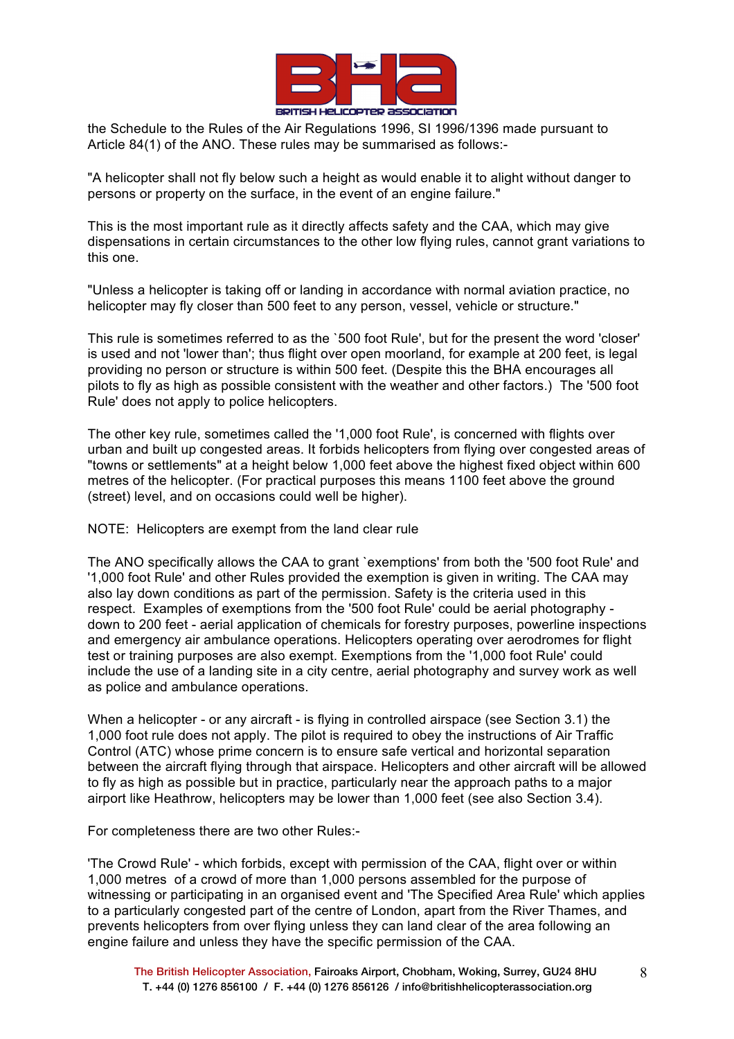the Schedule to the Rules of the Air Regulations 1996, SI 1996/1396 made pursuant to Article 84(1) of the ANO. These rules may be summarised as follows:-

"A helicopter shall not fly below such a height as would enable it to alight without danger to persons or property on the surface, in the event of an engine failure."

This is the most important rule as it directly affects safety and the CAA, which may give dispensations in certain circumstances to the other low flying rules, cannot grant variations to this one.

"Unless a helicopter is taking off or landing in accordance with normal aviation practice, no helicopter may fly closer than 500 feet to any person, vessel, vehicle or structure."

This rule is sometimes referred to as the `500 foot Rule', but for the present the word 'closer' is used and not 'lower than'; thus flight over open moorland, for example at 200 feet, is legal providing no person or structure is within 500 feet. (Despite this the BHA encourages all pilots to fly as high as possible consistent with the weather and other factors.) The '500 foot Rule' does not apply to police helicopters.

The other key rule, sometimes called the '1,000 foot Rule', is concerned with flights over urban and built up congested areas. It forbids helicopters from flying over congested areas of "towns or settlements" at a height below 1,000 feet above the highest fixed object within 600 metres of the helicopter. (For practical purposes this means 1100 feet above the ground (street) level, and on occasions could well be higher).

NOTE: Helicopters are exempt from the land clear rule

The ANO specifically allows the CAA to grant `exemptions' from both the '500 foot Rule' and '1,000 foot Rule' and other Rules provided the exemption is given in writing. The CAA may also lay down conditions as part of the permission. Safety is the criteria used in this respect. Examples of exemptions from the '500 foot Rule' could be aerial photography - down to 200 feet - aerial application of chemicals for forestry purposes, powerline inspections and emergency air ambulance operations. Helicopters operating over aerodromes for flight test or training purposes are also exempt. Exemptions from the '1,000 foot Rule' could include the use of a landing site in a city centre, aerial photography and survey work as well as police and ambulance operations.

When a helicopter - or any aircraft - is flying in controlled airspace (see Section 3.1) the 1,000 foot rule does not apply. The pilot is required to obey the instructions of Air Traffic Control (ATC) whose prime concern is to ensure safe vertical and horizontal separation between the aircraft flying through that airspace. Helicopters and other aircraft will be allowed to fly as high as possible but in practice, particularly near the approach paths to a major airport like Heathrow, helicopters may be lower than 1,000 feet (see also Section 3.4).

For completeness there are two other Rules:-

'The Crowd Rule' - which forbids, except with permission of the CAA, flight over or within 1,000 metres of a crowd of more than 1,000 persons assembled for the purpose of witnessing or participating in an organised event and 'The Specified Area Rule' which applies to a particularly congested part of the centre of London, apart from the River Thames, and prevents helicopters from over flying unless they can land clear of the area following an engine failure and unless they have the specific permission of the CAA.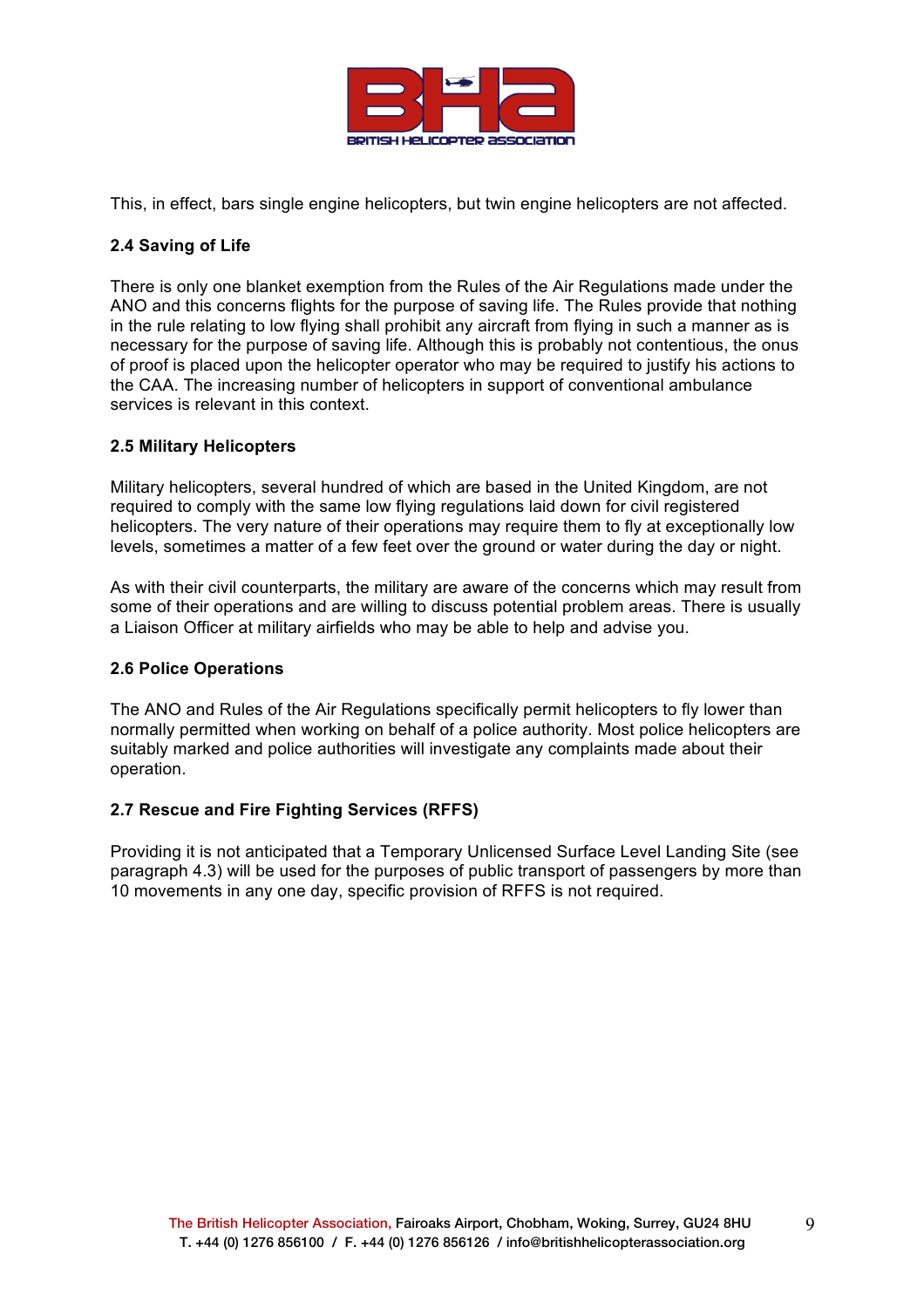This, in effect, bars single engine helicopters, but twin engine helicopters are not affected.

### 2.4 Saving of Life

There is only one blanket exemption from the Rules of the Air Regulations made under the ANO and this concerns flights for the purpose of saving life. The Rules provide that nothing in the rule relating to low flying shall prohibit any aircraft from flying in such a manner as is necessary for the purpose of saving life. Although this is probably not contentious, the onus of proof is placed upon the helicopter operator who may be required to justify his actions to the CAA. The increasing number of helicopters in support of conventional ambulance services is relevant in this context.

### 2.5 Military Helicopters

Military helicopters, several hundred of which are based in the United Kingdom, are not required to comply with the same low flying regulations laid down for civil registered helicopters. The very nature of their operations may require them to fly at exceptionally low levels, sometimes a matter of a few feet over the ground or water during the day or night.

As with their civil counterparts, the military are aware of the concerns which may result from some of their operations and are willing to discuss potential problem areas. There is usually a Liaison Officer at military airfields who may be able to help and advise you.

### 2.6 Police Operations

The ANO and Rules of the Air Regulations specifically permit helicopters to fly lower than normally permitted when working on behalf of a police authority. Most police helicopters are suitably marked and police authorities will investigate any complaints made about their operation.

### 2.7 Rescue and Fire Fighting Services (RFFS)

Providing it is not anticipated that a Temporary Unlicensed Surface Level Landing Site (see paragraph 4.3) will be used for the purposes of public transport of passengers by more than 10 movements in any one day, specific provision of RFFS is not required.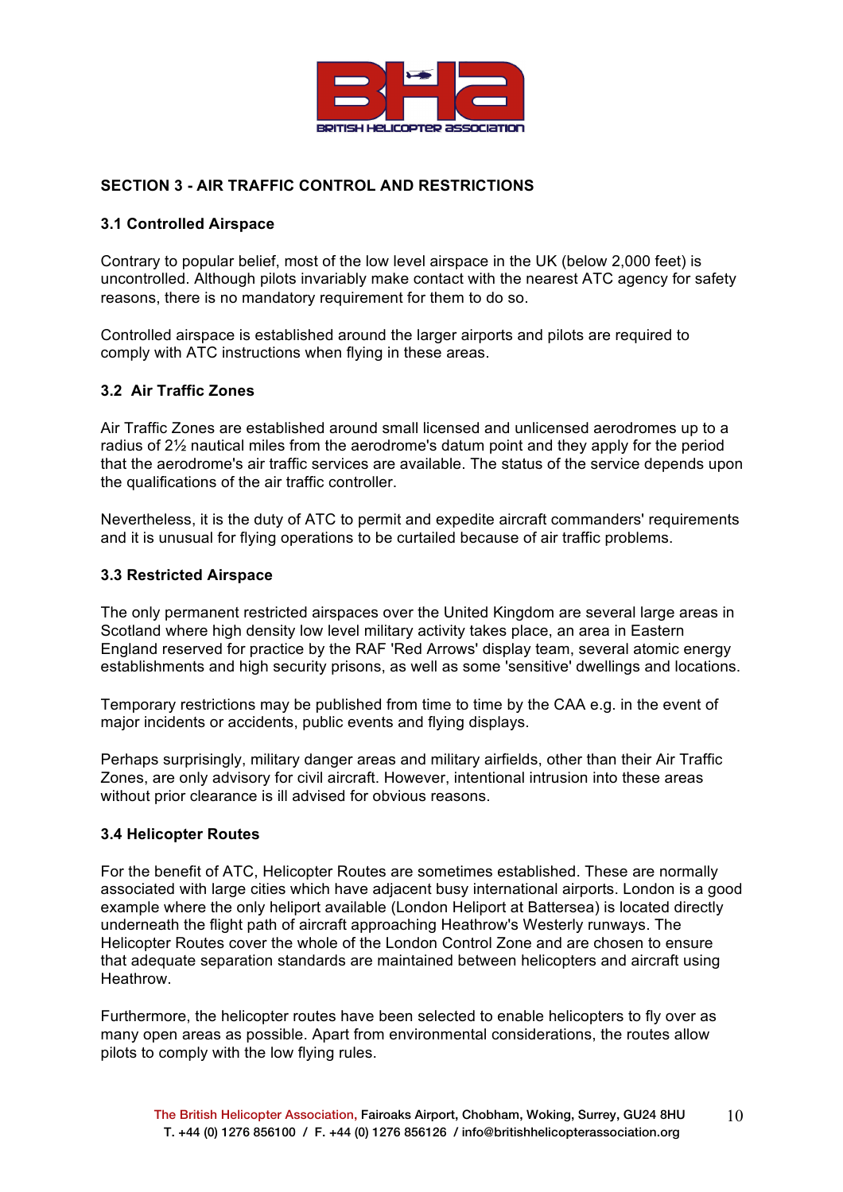## SECTION 3 - AIR TRAFFIC CONTROL AND RESTRICTIONS

### 3.1 Controlled Airspace

Contrary to popular belief, most of the low level airspace in the UK (below 2,000 feet) is uncontrolled. Although pilots invariably make contact with the nearest ATC agency for safety reasons, there is no mandatory requirement for them to do so.

Controlled airspace is established around the larger airports and pilots are required to comply with ATC instructions when flying in these areas.

### 3.2 Air Traffic Zones

Air Traffic Zones are established around small licensed and unlicensed aerodromes up to a radius of 2½ nautical miles from the aerodrome's datum point and they apply for the period that the aerodrome's air traffic services are available. The status of the service depends upon the qualifications of the air traffic controller.

Nevertheless, it is the duty of ATC to permit and expedite aircraft commanders' requirements and it is unusual for flying operations to be curtailed because of air traffic problems.

### 3.3 Restricted Airspace

The only permanent restricted airspaces over the United Kingdom are several large areas in Scotland where high density low level military activity takes place, an area in Eastern England reserved for practice by the RAF 'Red Arrows' display team, several atomic energy establishments and high security prisons, as well as some 'sensitive' dwellings and locations.

Temporary restrictions may be published from time to time by the CAA e.g. in the event of major incidents or accidents, public events and flying displays.

Perhaps surprisingly, military danger areas and military airfields, other than their Air Traffic Zones, are only advisory for civil aircraft. However, intentional intrusion into these areas without prior clearance is ill advised for obvious reasons.

### 3.4 Helicopter Routes

For the benefit of ATC, Helicopter Routes are sometimes established. These are normally associated with large cities which have adjacent busy international airports. London is a good example where the only heliport available (London Heliport at Battersea) is located directly underneath the flight path of aircraft approaching Heathrow's Westerly runways. The Helicopter Routes cover the whole of the London Control Zone and are chosen to ensure that adequate separation standards are maintained between helicopters and aircraft using Heathrow.

Furthermore, the helicopter routes have been selected to enable helicopters to fly over as many open areas as possible. Apart from environmental considerations, the routes allow pilots to comply with the low flying rules.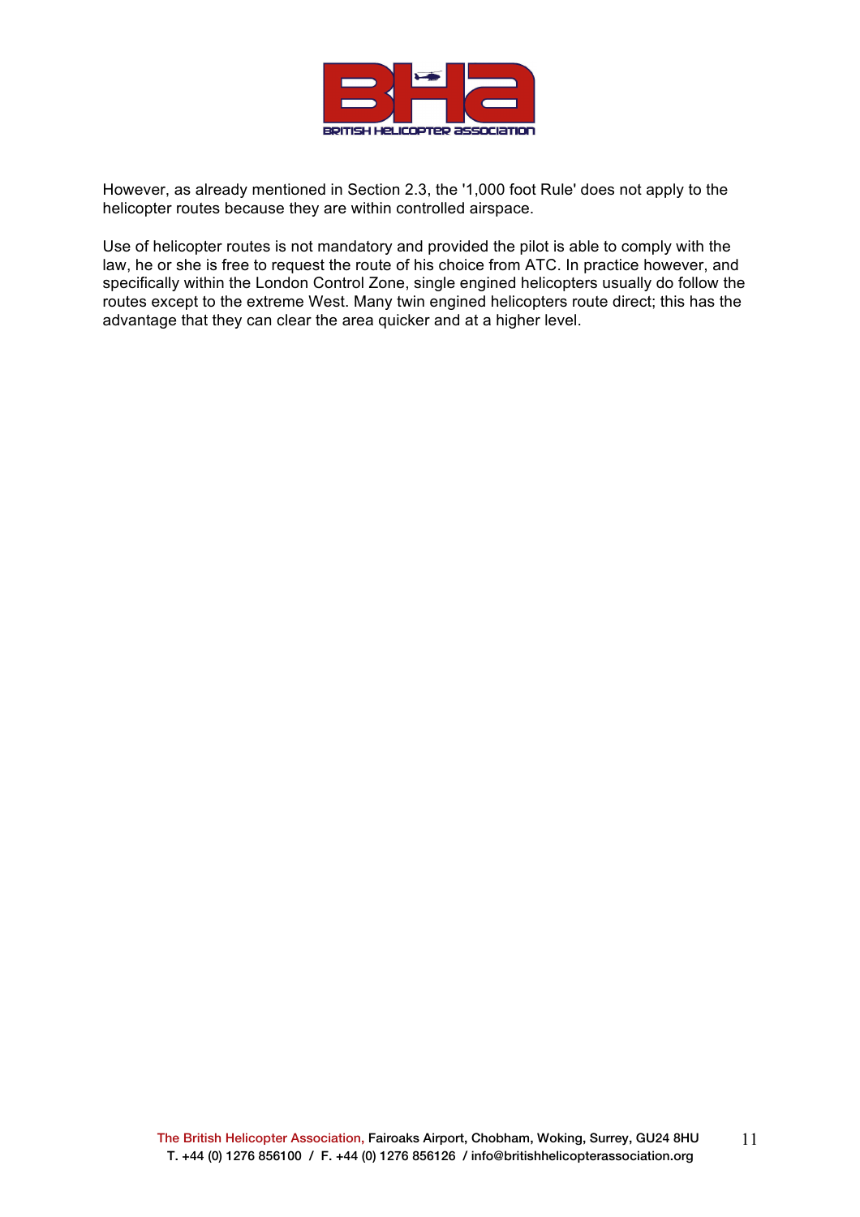However, as already mentioned in Section 2.3, the '1,000 foot Rule' does not apply to the helicopter routes because they are within controlled airspace.

Use of helicopter routes is not mandatory and provided the pilot is able to comply with the law, he or she is free to request the route of his choice from ATC. In practice however, and specifically within the London Control Zone, single engined helicopters usually do follow the routes except to the extreme West. Many twin engined helicopters route direct; this has the advantage that they can clear the area quicker and at a higher level.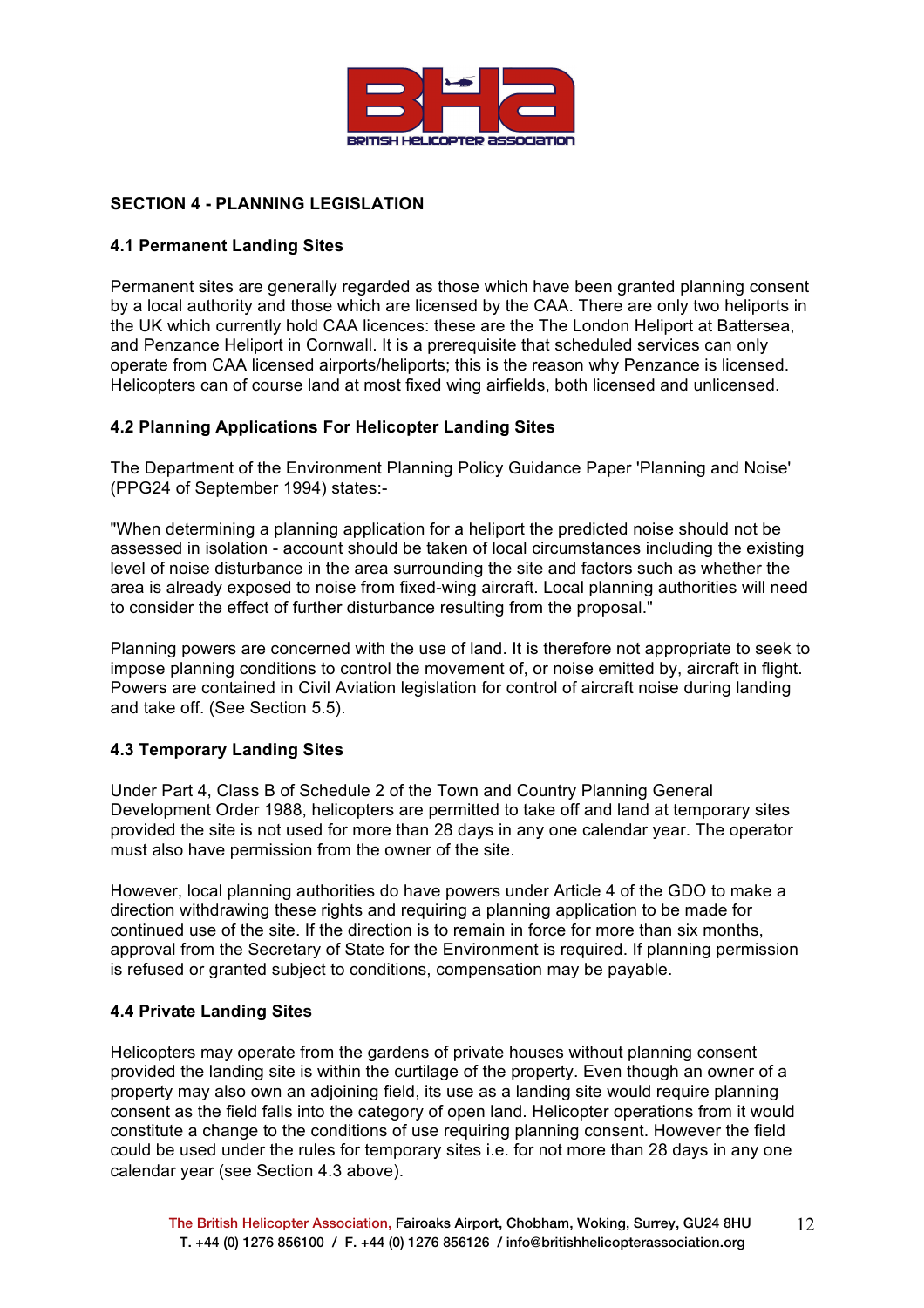## SECTION 4 - PLANNING LEGISLATION

### 4.1 Permanent Landing Sites

Permanent sites are generally regarded as those which have been granted planning consent by a local authority and those which are licensed by the CAA. There are only two heliports in the UK which currently hold CAA licences: these are the The London Heliport at Battersea, and Penzance Heliport in Cornwall. It is a prerequisite that scheduled services can only operate from CAA licensed airports/heliports; this is the reason why Penzance is licensed. Helicopters can of course land at most fixed wing airfields, both licensed and unlicensed.

### 4.2 Planning Applications For Helicopter Landing Sites

The Department of the Environment Planning Policy Guidance Paper 'Planning and Noise' (PPG24 of September 1994) states:-

"When determining a planning application for a heliport the predicted noise should not be assessed in isolation - account should be taken of local circumstances including the existing level of noise disturbance in the area surrounding the site and factors such as whether the area is already exposed to noise from fixed-wing aircraft. Local planning authorities will need to consider the effect of further disturbance resulting from the proposal."

Planning powers are concerned with the use of land. It is therefore not appropriate to seek to impose planning conditions to control the movement of, or noise emitted by, aircraft in flight. Powers are contained in Civil Aviation legislation for control of aircraft noise during landing and take off. (See Section 5.5).

### 4.3 Temporary Landing Sites

Under Part 4, Class B of Schedule 2 of the Town and Country Planning General Development Order 1988, helicopters are permitted to take off and land at temporary sites provided the site is not used for more than 28 days in any one calendar year. The operator must also have permission from the owner of the site.

However, local planning authorities do have powers under Article 4 of the GDO to make a direction withdrawing these rights and requiring a planning application to be made for continued use of the site. If the direction is to remain in force for more than six months, approval from the Secretary of State for the Environment is required. If planning permission is refused or granted subject to conditions, compensation may be payable.

### 4.4 Private Landing Sites

Helicopters may operate from the gardens of private houses without planning consent provided the landing site is within the curtilage of the property. Even though an owner of a property may also own an adjoining field, its use as a landing site would require planning consent as the field falls into the category of open land. Helicopter operations from it would constitute a change to the conditions of use requiring planning consent. However the field could be used under the rules for temporary sites i.e. for not more than 28 days in any one calendar year (see Section 4.3 above).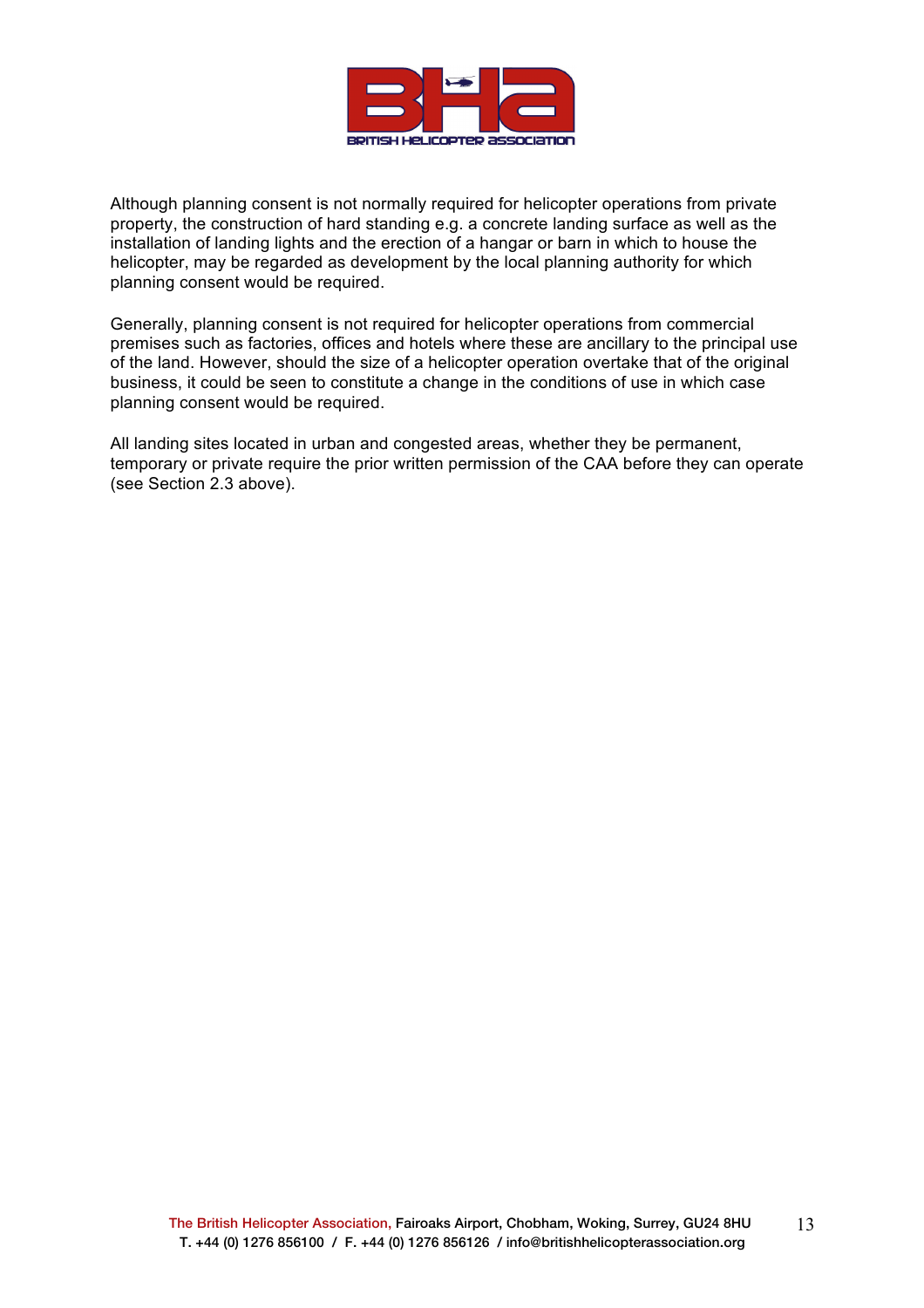Although planning consent is not normally required for helicopter operations from private property, the construction of hard standing e.g. a concrete landing surface as well as the installation of landing lights and the erection of a hangar or barn in which to house the helicopter, may be regarded as development by the local planning authority for which planning consent would be required.

Generally, planning consent is not required for helicopter operations from commercial premises such as factories, offices and hotels where these are ancillary to the principal use of the land. However, should the size of a helicopter operation overtake that of the original business, it could be seen to constitute a change in the conditions of use in which case planning consent would be required.

All landing sites located in urban and congested areas, whether they be permanent, temporary or private require the prior written permission of the CAA before they can operate (see Section 2.3 above).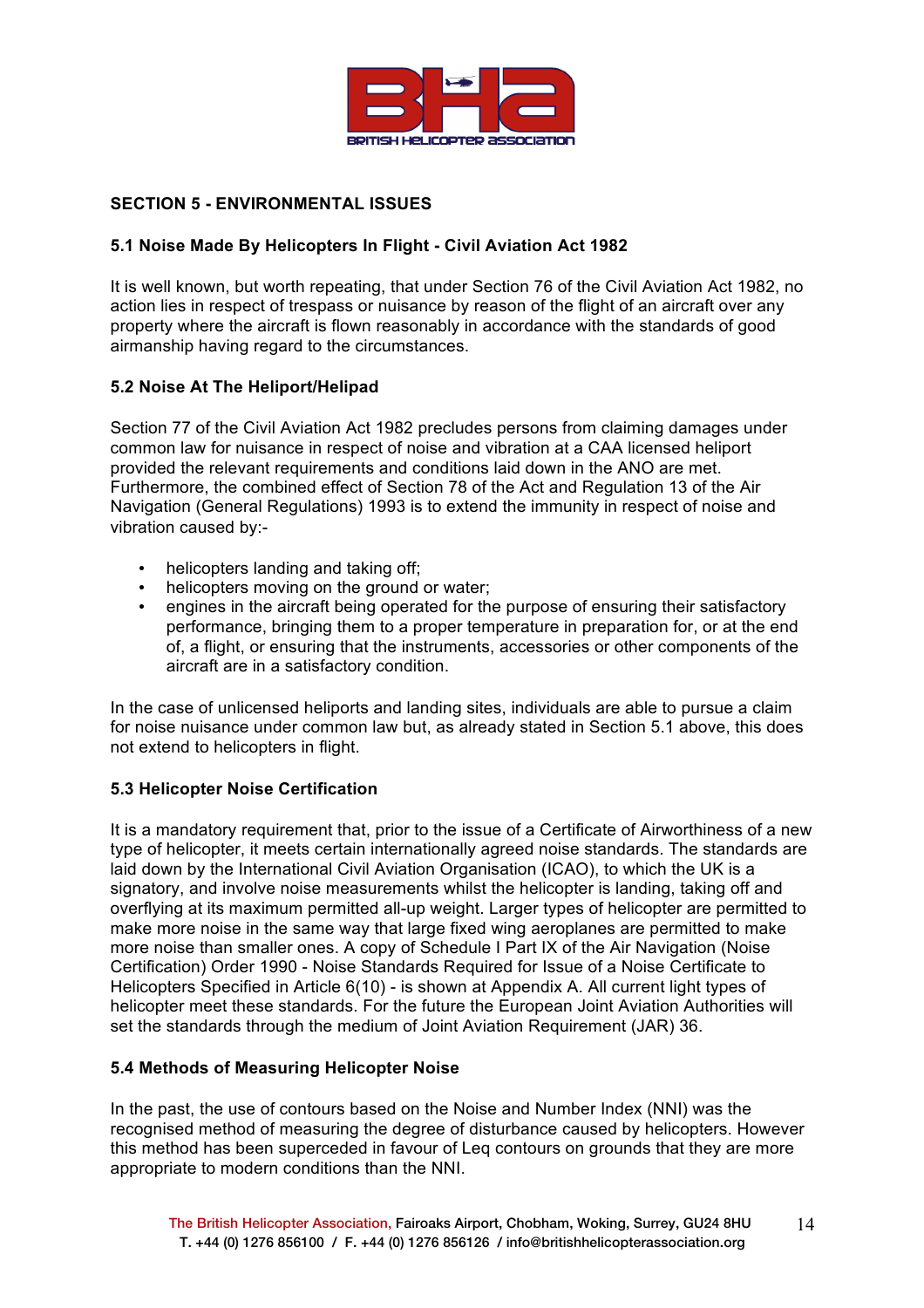## SECTION 5 - ENVIRONMENTAL ISSUES

### 5.1 Noise Made By Helicopters In Flight - Civil Aviation Act 1982

It is well known, but worth repeating, that under Section 76 of the Civil Aviation Act 1982, no action lies in respect of trespass or nuisance by reason of the flight of an aircraft over any property where the aircraft is flown reasonably in accordance with the standards of good airmanship having regard to the circumstances.

### 5.2 Noise At The Heliport/Helipad

Section 77 of the Civil Aviation Act 1982 precludes persons from claiming damages under common law for nuisance in respect of noise and vibration at a CAA licensed heliport provided the relevant requirements and conditions laid down in the ANO are met. Furthermore, the combined effect of Section 78 of the Act and Regulation 13 of the Air Navigation (General Regulations) 1993 is to extend the immunity in respect of noise and vibration caused by:-

- helicopters landing and taking off;
- helicopters moving on the ground or water;
- engines in the aircraft being operated for the purpose of ensuring their satisfactory performance, bringing them to a proper temperature in preparation for, or at the end of, a flight, or ensuring that the instruments, accessories or other components of the aircraft are in a satisfactory condition.

In the case of unlicensed heliports and landing sites, individuals are able to pursue a claim for noise nuisance under common law but, as already stated in Section 5.1 above, this does not extend to helicopters in flight.

### 5.3 Helicopter Noise Certification

It is a mandatory requirement that, prior to the issue of a Certificate of Airworthiness of a new type of helicopter, it meets certain internationally agreed noise standards. The standards are laid down by the International Civil Aviation Organisation (ICAO), to which the UK is a signatory, and involve noise measurements whilst the helicopter is landing, taking off and overflying at its maximum permitted all-up weight. Larger types of helicopter are permitted to make more noise in the same way that large fixed wing aeroplanes are permitted to make more noise than smaller ones. A copy of Schedule I Part IX of the Air Navigation (Noise Certification) Order 1990 - Noise Standards Required for Issue of a Noise Certificate to Helicopters Specified in Article 6(10) - is shown at Appendix A. All current light types of helicopter meet these standards. For the future the European Joint Aviation Authorities will set the standards through the medium of Joint Aviation Requirement (JAR) 36.

### 5.4 Methods of Measuring Helicopter Noise

In the past, the use of contours based on the Noise and Number Index (NNI) was the recognised method of measuring the degree of disturbance caused by helicopters. However this method has been superceded in favour of Leq contours on grounds that they are more appropriate to modern conditions than the NNI.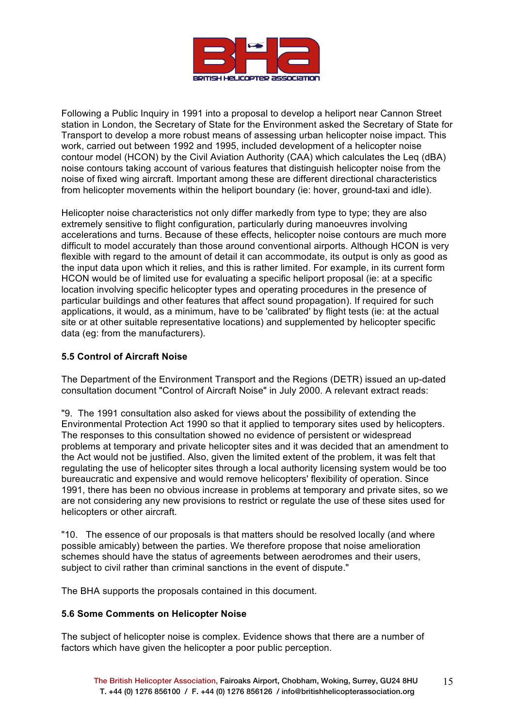Following a Public Inquiry in 1991 into a proposal to develop a heliport near Cannon Street station in London, the Secretary of State for the Environment asked the Secretary of State for Transport to develop a more robust means of assessing urban helicopter noise impact. This work, carried out between 1992 and 1995, included development of a helicopter noise contour model (HCON) by the Civil Aviation Authority (CAA) which calculates the Leq (dBA) noise contours taking account of various features that distinguish helicopter noise from the noise of fixed wing aircraft. Important among these are different directional characteristics from helicopter movements within the heliport boundary (ie: hover, ground-taxi and idle).

Helicopter noise characteristics not only differ markedly from type to type; they are also extremely sensitive to flight configuration, particularly during manoeuvres involving accelerations and turns. Because of these effects, helicopter noise contours are much more difficult to model accurately than those around conventional airports. Although HCON is very flexible with regard to the amount of detail it can accommodate, its output is only as good as the input data upon which it relies, and this is rather limited. For example, in its current form HCON would be of limited use for evaluating a specific heliport proposal (ie: at a specific location involving specific helicopter types and operating procedures in the presence of particular buildings and other features that affect sound propagation). If required for such applications, it would, as a minimum, have to be 'calibrated' by flight tests (ie: at the actual site or at other suitable representative locations) and supplemented by helicopter specific data (eg: from the manufacturers).

### 5.5 Control of Aircraft Noise

The Department of the Environment Transport and the Regions (DETR) issued an up-dated consultation document "Control of Aircraft Noise" in July 2000. A relevant extract reads:

"9. The 1991 consultation also asked for views about the possibility of extending the Environmental Protection Act 1990 so that it applied to temporary sites used by helicopters. The responses to this consultation showed no evidence of persistent or widespread problems at temporary and private helicopter sites and it was decided that an amendment to the Act would not be justified. Also, given the limited extent of the problem, it was felt that regulating the use of helicopter sites through a local authority licensing system would be too bureaucratic and expensive and would remove helicopters' flexibility of operation. Since 1991, there has been no obvious increase in problems at temporary and private sites, so we are not considering any new provisions to restrict or regulate the use of these sites used for helicopters or other aircraft.

"10. The essence of our proposals is that matters should be resolved locally (and where possible amicably) between the parties. We therefore propose that noise amelioration schemes should have the status of agreements between aerodromes and their users, subject to civil rather than criminal sanctions in the event of dispute."

The BHA supports the proposals contained in this document.

### 5.6 Some Comments on Helicopter Noise

The subject of helicopter noise is complex. Evidence shows that there are a number of factors which have given the helicopter a poor public perception.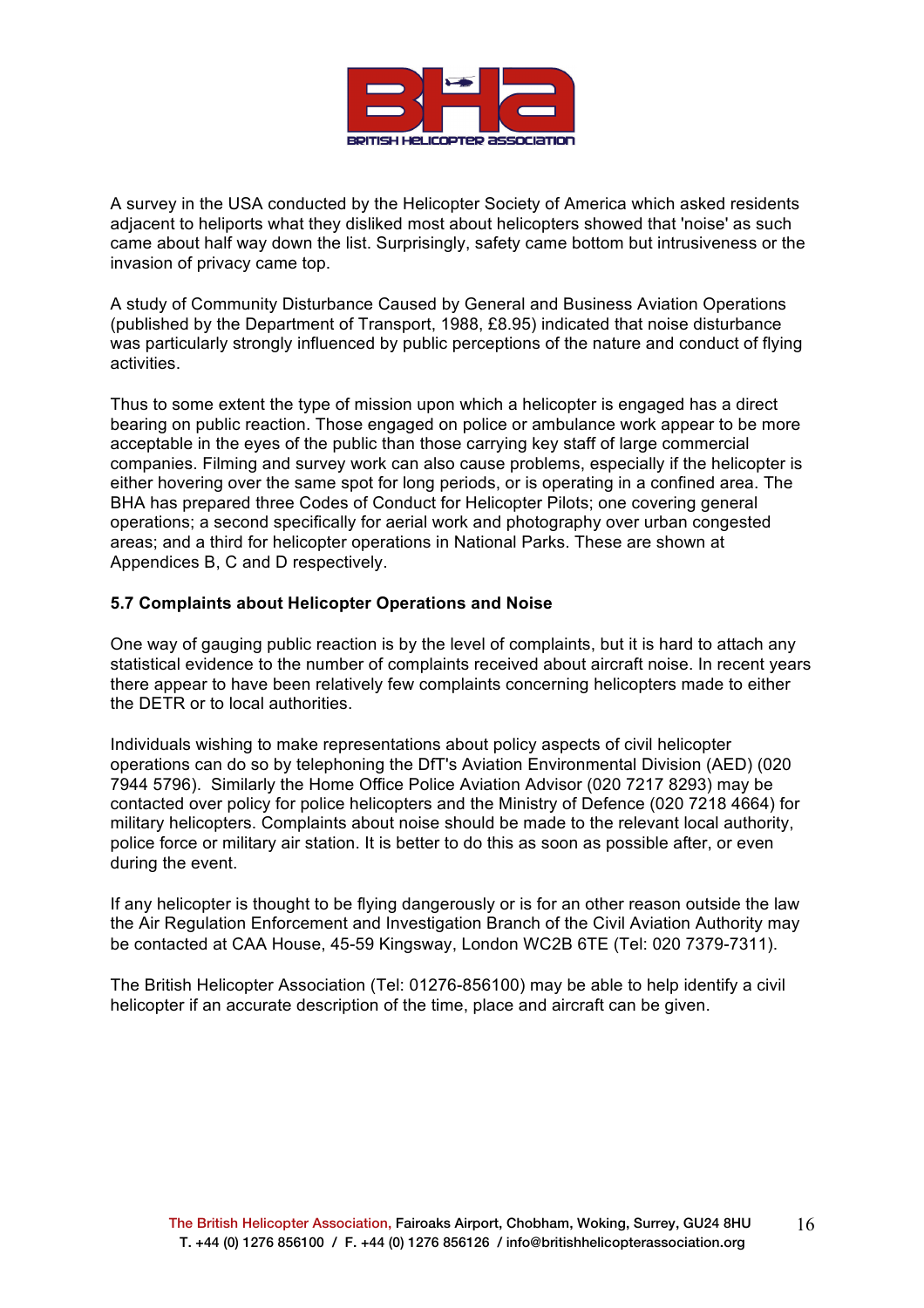A survey in the USA conducted by the Helicopter Society of America which asked residents adjacent to heliports what they disliked most about helicopters showed that 'noise' as such came about half way down the list. Surprisingly, safety came bottom but intrusiveness or the invasion of privacy came top.

A study of Community Disturbance Caused by General and Business Aviation Operations (published by the Department of Transport, 1988, £8.95) indicated that noise disturbance was particularly strongly influenced by public perceptions of the nature and conduct of flying activities.

Thus to some extent the type of mission upon which a helicopter is engaged has a direct bearing on public reaction. Those engaged on police or ambulance work appear to be more acceptable in the eyes of the public than those carrying key staff of large commercial companies. Filming and survey work can also cause problems, especially if the helicopter is either hovering over the same spot for long periods, or is operating in a confined area. The BHA has prepared three Codes of Conduct for Helicopter Pilots; one covering general operations; a second specifically for aerial work and photography over urban congested areas; and a third for helicopter operations in National Parks. These are shown at Appendices B, C and D respectively.

### 5.7 Complaints about Helicopter Operations and Noise

One way of gauging public reaction is by the level of complaints, but it is hard to attach any statistical evidence to the number of complaints received about aircraft noise. In recent years there appear to have been relatively few complaints concerning helicopters made to either the DETR or to local authorities.

Individuals wishing to make representations about policy aspects of civil helicopter operations can do so by telephoning the DfT's Aviation Environmental Division (AED) (020 7944 5796). Similarly the Home Office Police Aviation Advisor (020 7217 8293) may be contacted over policy for police helicopters and the Ministry of Defence (020 7218 4664) for military helicopters. Complaints about noise should be made to the relevant local authority, police force or military air station. It is better to do this as soon as possible after, or even during the event.

If any helicopter is thought to be flying dangerously or is for an other reason outside the law the Air Regulation Enforcement and Investigation Branch of the Civil Aviation Authority may be contacted at CAA House, 45-59 Kingsway, London WC2B 6TE (Tel: 020 7379-7311).

The British Helicopter Association (Tel: 01276-856100) may be able to help identify a civil helicopter if an accurate description of the time, place and aircraft can be given.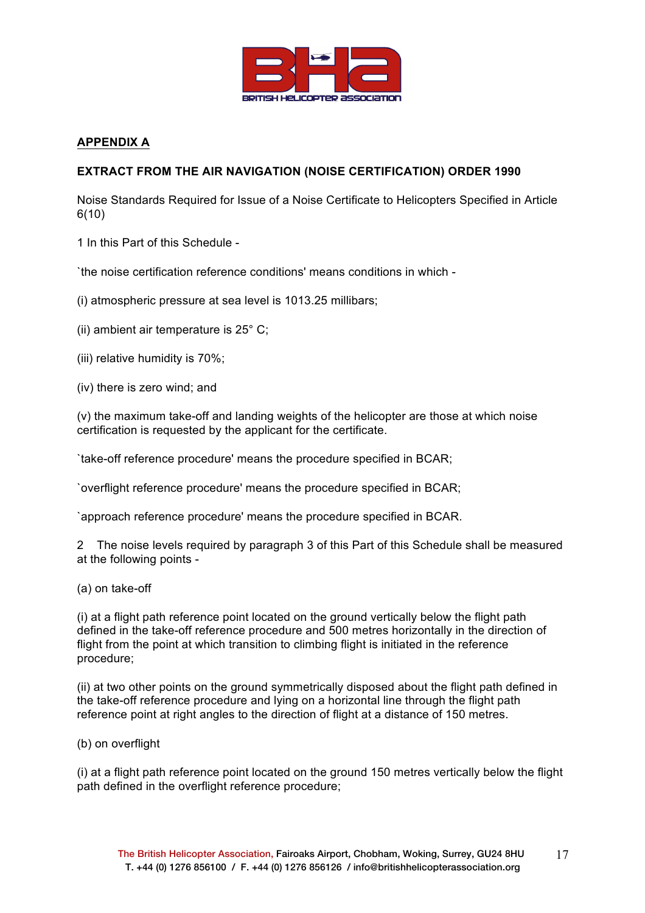## APPENDIX A

### EXTRACT FROM THE AIR NAVIGATION (NOISE CERTIFICATION) ORDER 1990

Noise Standards Required for Issue of a Noise Certificate to Helicopters Specified in Article 6(10)

1 In this Part of this Schedule -

`the noise certification reference conditions' means conditions in which -

(i) atmospheric pressure at sea level is 1013.25 millibars;

(ii) ambient air temperature is 25° C;

(iii) relative humidity is 70%;

(iv) there is zero wind; and

(v) the maximum take-off and landing weights of the helicopter are those at which noise certification is requested by the applicant for the certificate.

`take-off reference procedure' means the procedure specified in BCAR;

`overflight reference procedure' means the procedure specified in BCAR;

`approach reference procedure' means the procedure specified in BCAR.

2 The noise levels required by paragraph 3 of this Part of this Schedule shall be measured at the following points -

(a) on take-off

(i) at a flight path reference point located on the ground vertically below the flight path defined in the take-off reference procedure and 500 metres horizontally in the direction of flight from the point at which transition to climbing flight is initiated in the reference procedure;

(ii) at two other points on the ground symmetrically disposed about the flight path defined in the take-off reference procedure and lying on a horizontal line through the flight path reference point at right angles to the direction of flight at a distance of 150 metres.

(b) on overflight

(i) at a flight path reference point located on the ground 150 metres vertically below the flight path defined in the overflight reference procedure;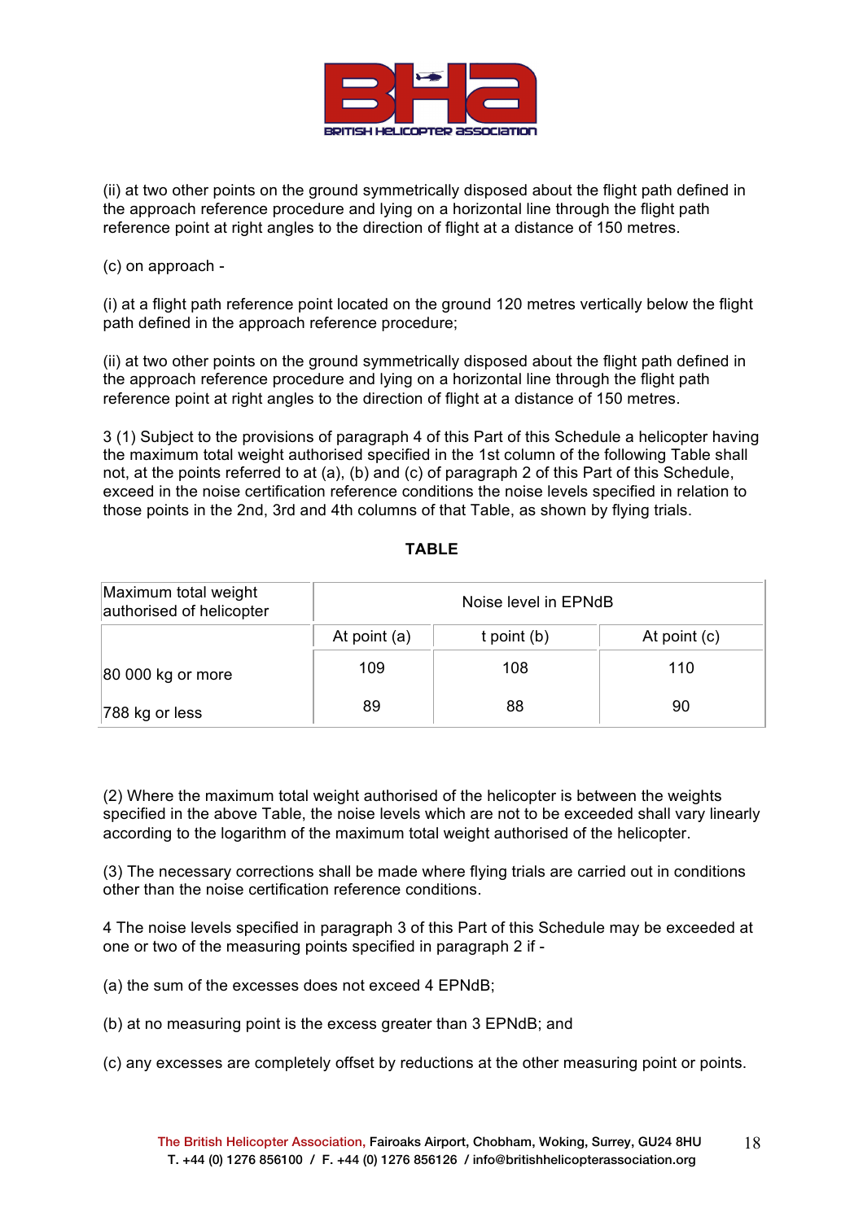(ii) at two other points on the ground symmetrically disposed about the flight path defined in the approach reference procedure and lying on a horizontal line through the flight path reference point at right angles to the direction of flight at a distance of 150 metres.

(c) on approach -

(i) at a flight path reference point located on the ground 120 metres vertically below the flight path defined in the approach reference procedure;

(ii) at two other points on the ground symmetrically disposed about the flight path defined in the approach reference procedure and lying on a horizontal line through the flight path reference point at right angles to the direction of flight at a distance of 150 metres.

3 (1) Subject to the provisions of paragraph 4 of this Part of this Schedule a helicopter having the maximum total weight authorised specified in the 1st column of the following Table shall not, at the points referred to at (a), (b) and (c) of paragraph 2 of this Part of this Schedule, exceed in the noise certification reference conditions the noise levels specified in relation to those points in the 2nd, 3rd and 4th columns of that Table, as shown by flying trials.

**TABLE**

| Maximum total weight authorised of helicopter | Noise level in EPNdB | | |
|---|---|---|---|
| | At point (a) | t point (b) | At point (c) |
| 80 000 kg or more | 109 | 108 | 110 |
| 788 kg or less | 89 | 88 | 90 |

(2) Where the maximum total weight authorised of the helicopter is between the weights specified in the above Table, the noise levels which are not to be exceeded shall vary linearly according to the logarithm of the maximum total weight authorised of the helicopter.

(3) The necessary corrections shall be made where flying trials are carried out in conditions other than the noise certification reference conditions.

4 The noise levels specified in paragraph 3 of this Part of this Schedule may be exceeded at one or two of the measuring points specified in paragraph 2 if -

(a) the sum of the excesses does not exceed 4 EPNdB;

(b) at no measuring point is the excess greater than 3 EPNdB; and

(c) any excesses are completely offset by reductions at the other measuring point or points.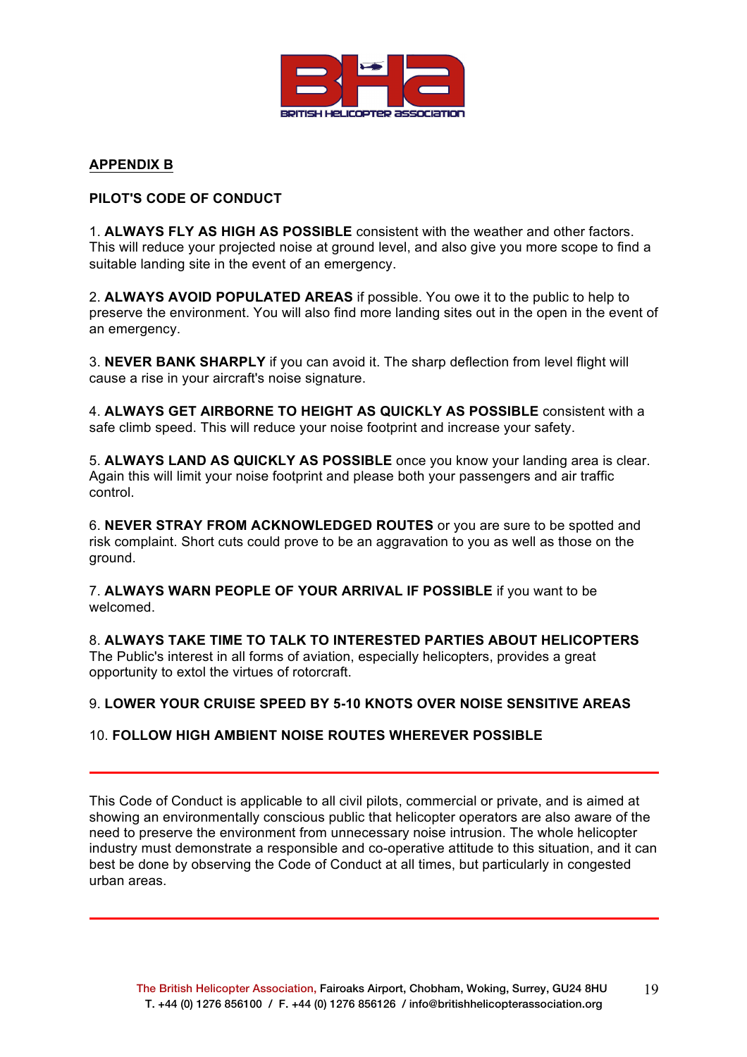## APPENDIX B

### PILOT'S CODE OF CONDUCT

1. **ALWAYS FLY AS HIGH AS POSSIBLE** consistent with the weather and other factors. This will reduce your projected noise at ground level, and also give you more scope to find a suitable landing site in the event of an emergency.

2. **ALWAYS AVOID POPULATED AREAS** if possible. You owe it to the public to help to preserve the environment. You will also find more landing sites out in the open in the event of an emergency.

3. **NEVER BANK SHARPLY** if you can avoid it. The sharp deflection from level flight will cause a rise in your aircraft's noise signature.

4. **ALWAYS GET AIRBORNE TO HEIGHT AS QUICKLY AS POSSIBLE** consistent with a safe climb speed. This will reduce your noise footprint and increase your safety.

5. **ALWAYS LAND AS QUICKLY AS POSSIBLE** once you know your landing area is clear. Again this will limit your noise footprint and please both your passengers and air traffic control.

6. **NEVER STRAY FROM ACKNOWLEDGED ROUTES** or you are sure to be spotted and risk complaint. Short cuts could prove to be an aggravation to you as well as those on the ground.

7. **ALWAYS WARN PEOPLE OF YOUR ARRIVAL IF POSSIBLE** if you want to be welcomed.

8. **ALWAYS TAKE TIME TO TALK TO INTERESTED PARTIES ABOUT HELICOPTERS** The Public's interest in all forms of aviation, especially helicopters, provides a great opportunity to extol the virtues of rotorcraft.

9. **LOWER YOUR CRUISE SPEED BY 5-10 KNOTS OVER NOISE SENSITIVE AREAS**

10. **FOLLOW HIGH AMBIENT NOISE ROUTES WHEREVER POSSIBLE**

---

This Code of Conduct is applicable to all civil pilots, commercial or private, and is aimed at showing an environmentally conscious public that helicopter operators are also aware of the need to preserve the environment from unnecessary noise intrusion. The whole helicopter industry must demonstrate a responsible and co-operative attitude to this situation, and it can best be done by observing the Code of Conduct at all times, but particularly in congested urban areas.

---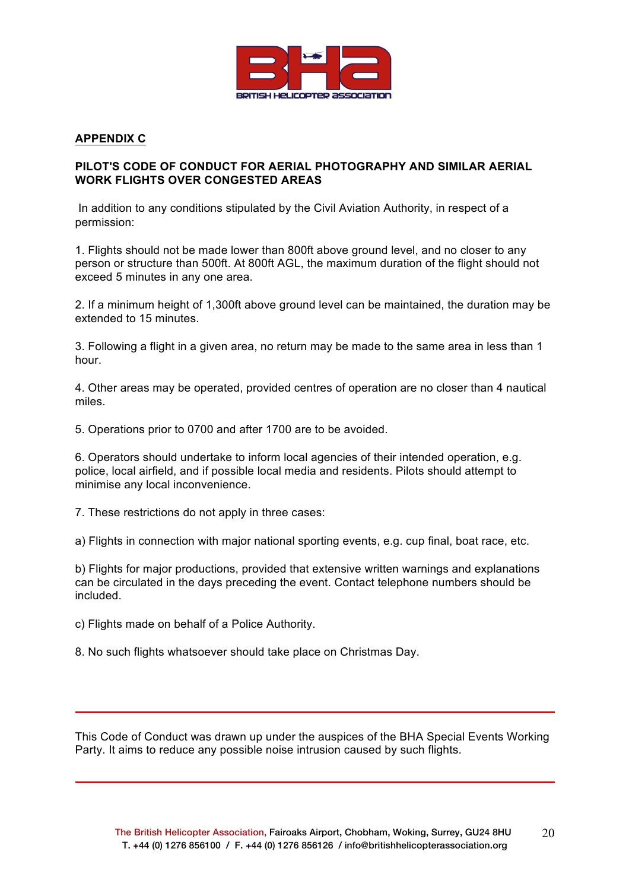## APPENDIX C

### PILOT'S CODE OF CONDUCT FOR AERIAL PHOTOGRAPHY AND SIMILAR AERIAL WORK FLIGHTS OVER CONGESTED AREAS

In addition to any conditions stipulated by the Civil Aviation Authority, in respect of a permission:

1. Flights should not be made lower than 800ft above ground level, and no closer to any person or structure than 500ft. At 800ft AGL, the maximum duration of the flight should not exceed 5 minutes in any one area.

2. If a minimum height of 1,300ft above ground level can be maintained, the duration may be extended to 15 minutes.

3. Following a flight in a given area, no return may be made to the same area in less than 1 hour.

4. Other areas may be operated, provided centres of operation are no closer than 4 nautical miles.

5. Operations prior to 0700 and after 1700 are to be avoided.

6. Operators should undertake to inform local agencies of their intended operation, e.g. police, local airfield, and if possible local media and residents. Pilots should attempt to minimise any local inconvenience.

7. These restrictions do not apply in three cases:

a) Flights in connection with major national sporting events, e.g. cup final, boat race, etc.

b) Flights for major productions, provided that extensive written warnings and explanations can be circulated in the days preceding the event. Contact telephone numbers should be included.

c) Flights made on behalf of a Police Authority.

8. No such flights whatsoever should take place on Christmas Day.

---

This Code of Conduct was drawn up under the auspices of the BHA Special Events Working Party. It aims to reduce any possible noise intrusion caused by such flights.

---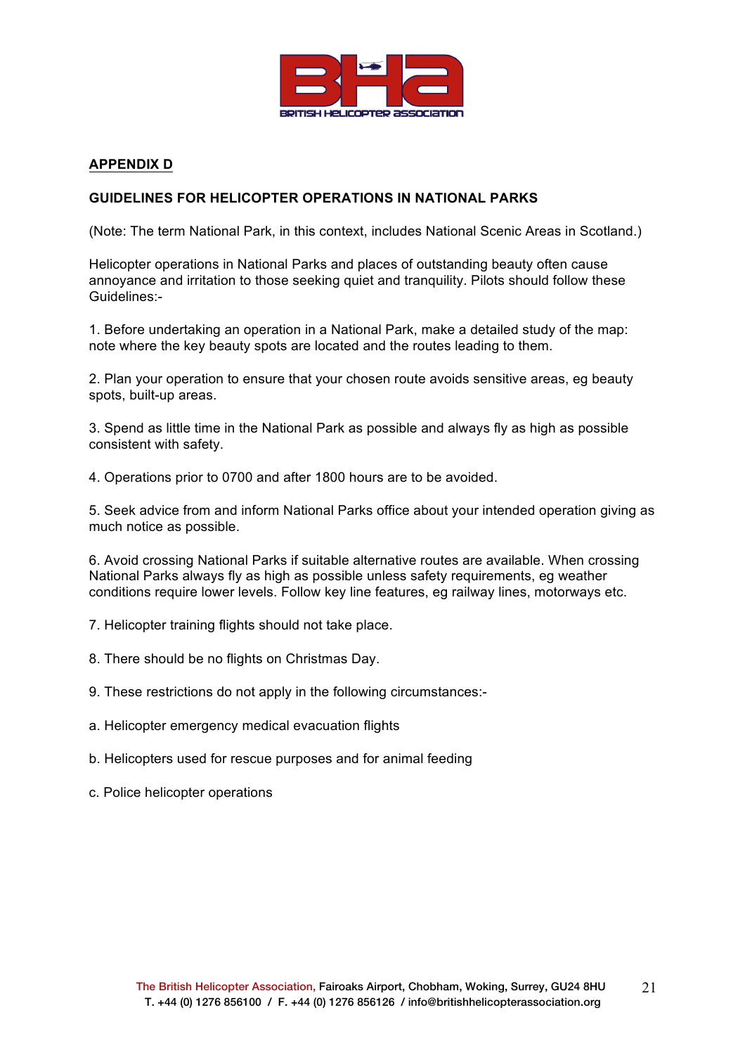**APPENDIX D**

**GUIDELINES FOR HELICOPTER OPERATIONS IN NATIONAL PARKS**

(Note: The term National Park, in this context, includes National Scenic Areas in Scotland.)

Helicopter operations in National Parks and places of outstanding beauty often cause annoyance and irritation to those seeking quiet and tranquility. Pilots should follow these Guidelines:-

1. Before undertaking an operation in a National Park, make a detailed study of the map: note where the key beauty spots are located and the routes leading to them.

2. Plan your operation to ensure that your chosen route avoids sensitive areas, eg beauty spots, built-up areas.

3. Spend as little time in the National Park as possible and always fly as high as possible consistent with safety.

4. Operations prior to 0700 and after 1800 hours are to be avoided.

5. Seek advice from and inform National Parks office about your intended operation giving as much notice as possible.

6. Avoid crossing National Parks if suitable alternative routes are available. When crossing National Parks always fly as high as possible unless safety requirements, eg weather conditions require lower levels. Follow key line features, eg railway lines, motorways etc.

7. Helicopter training flights should not take place.

8. There should be no flights on Christmas Day.

9. These restrictions do not apply in the following circumstances:-

a. Helicopter emergency medical evacuation flights

b. Helicopters used for rescue purposes and for animal feeding

c. Police helicopter operations